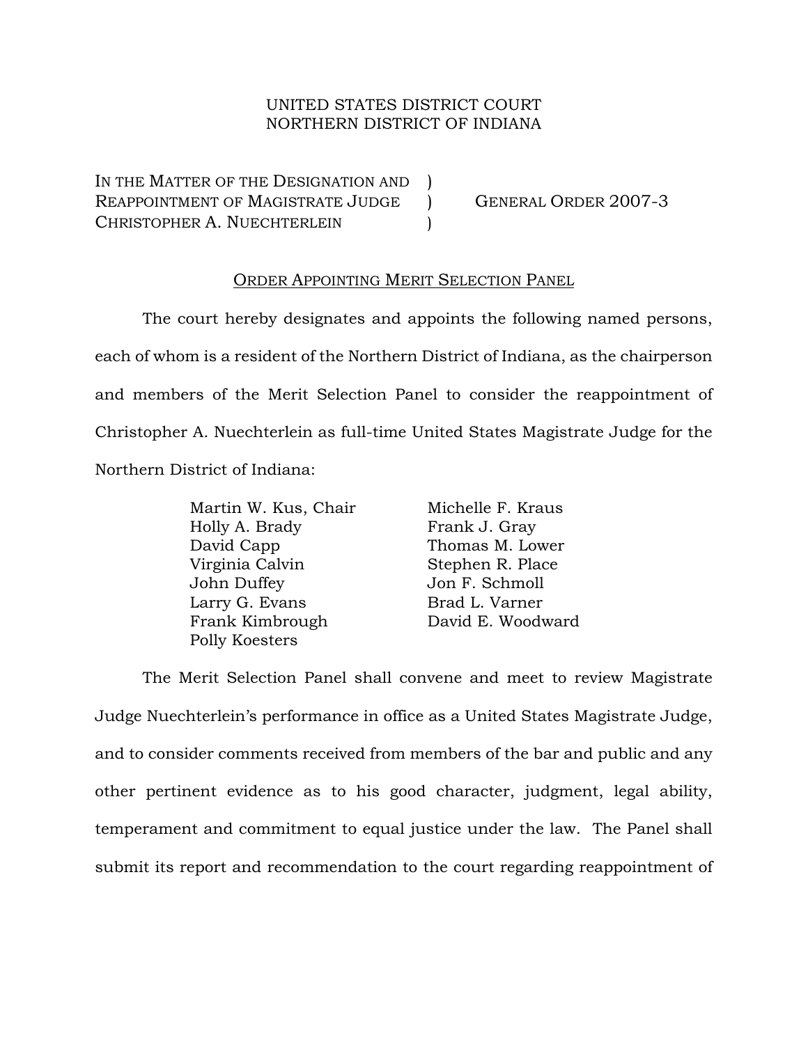UNITED STATES DISTRICT COURT
NORTHERN DISTRICT OF INDIANA

IN THE MATTER OF THE DESIGNATION AND )
REAPPOINTMENT OF MAGISTRATE JUDGE )
CHRISTOPHER A. NUECHTERLEIN )

GENERAL ORDER 2007-3

ORDER APPOINTING MERIT SELECTION PANEL

The court hereby designates and appoints the following named persons, each of whom is a resident of the Northern District of Indiana, as the chairperson and members of the Merit Selection Panel to consider the reappointment of Christopher A. Nuechterlein as full-time United States Magistrate Judge for the Northern District of Indiana:

- Martin W. Kus, Chair
- Holly A. Brady
- David Capp
- Virginia Calvin
- John Duffey
- Larry G. Evans
- Frank Kimbrough
- Polly Koesters
- Michelle F. Kraus
- Frank J. Gray
- Thomas M. Lower
- Stephen R. Place
- Jon F. Schmoll
- Brad L. Varner
- David E. Woodward

The Merit Selection Panel shall convene and meet to review Magistrate Judge Nuechterlein's performance in office as a United States Magistrate Judge, and to consider comments received from members of the bar and public and any other pertinent evidence as to his good character, judgment, legal ability, temperament and commitment to equal justice under the law. The Panel shall submit its report and recommendation to the court regarding reappointment of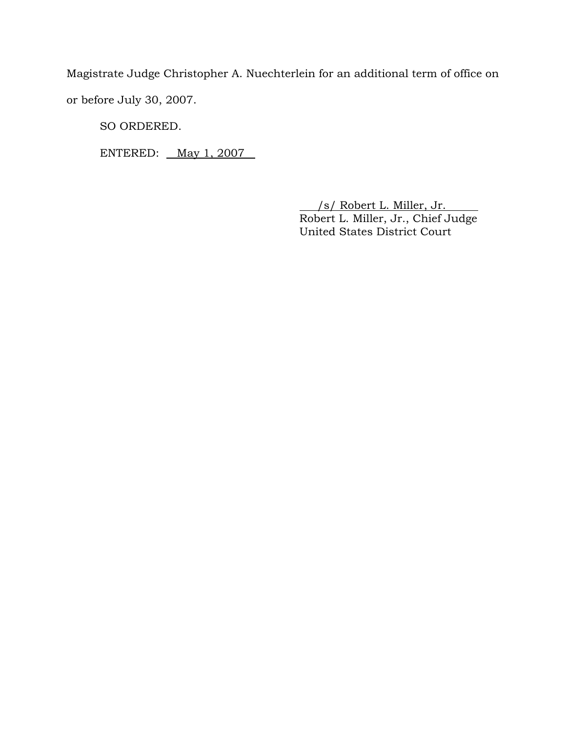Magistrate Judge Christopher A. Nuechterlein for an additional term of office on or before July 30, 2007.

SO ORDERED.

ENTERED: May 1, 2007

/s/ Robert L. Miller, Jr.
Robert L. Miller, Jr., Chief Judge
United States District Court